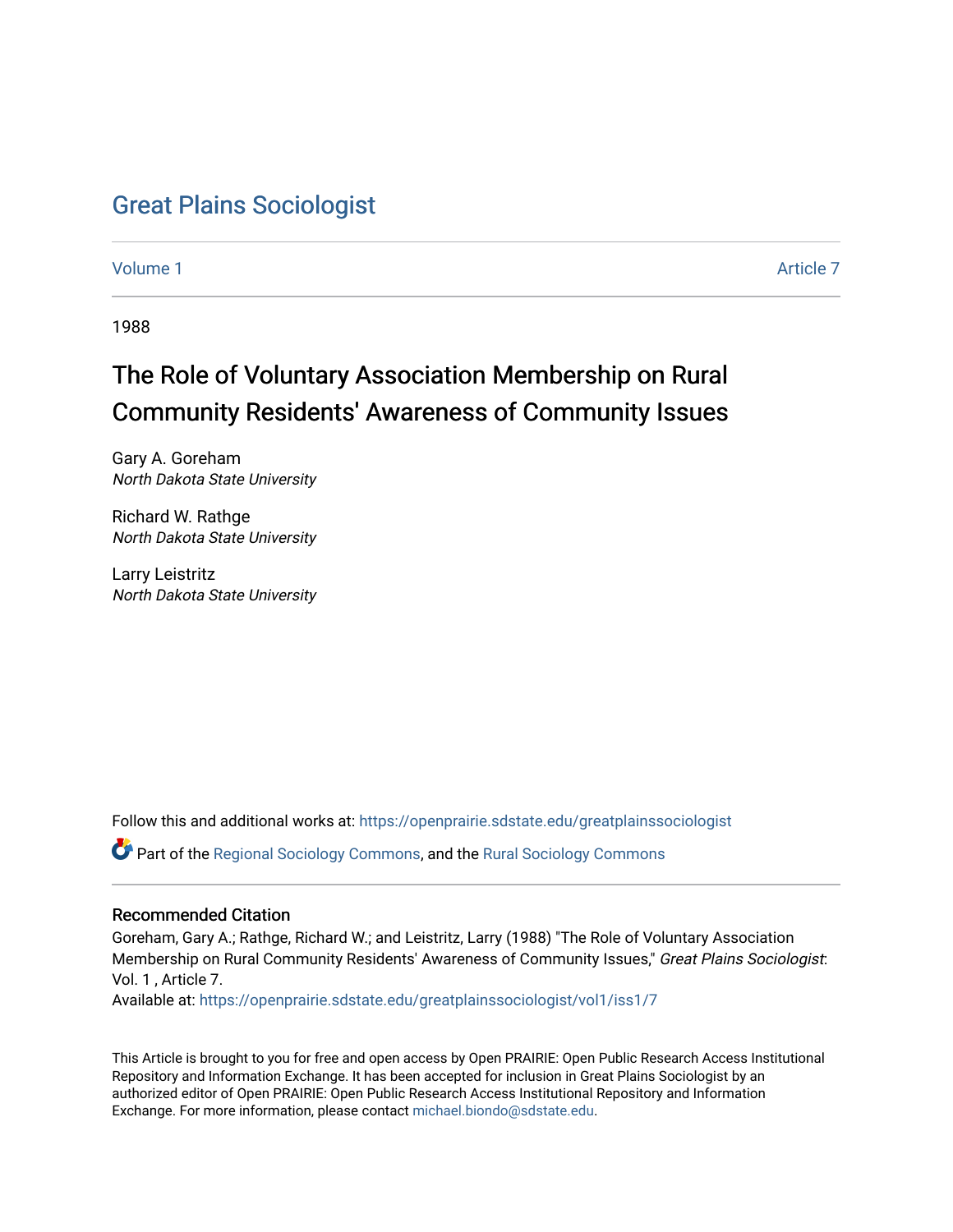# Great Plains Sociologist

Volume 1 | Article 7

1988

## The Role of Voluntary Association Membership on Rural Community Residents' Awareness of Community Issues

Gary A. Goreham
*North Dakota State University*

Richard W. Rathge
*North Dakota State University*

Larry Leistritz
*North Dakota State University*

Follow this and additional works at: https://openprairie.sdstate.edu/greatplainssociologist

Part of the Regional Sociology Commons, and the Rural Sociology Commons

### Recommended Citation

Goreham, Gary A.; Rathge, Richard W.; and Leistritz, Larry (1988) "The Role of Voluntary Association Membership on Rural Community Residents' Awareness of Community Issues," *Great Plains Sociologist*: Vol. 1 , Article 7.
Available at: https://openprairie.sdstate.edu/greatplainssociologist/vol1/iss1/7

This Article is brought to you for free and open access by Open PRAIRIE: Open Public Research Access Institutional Repository and Information Exchange. It has been accepted for inclusion in Great Plains Sociologist by an authorized editor of Open PRAIRIE: Open Public Research Access Institutional Repository and Information Exchange. For more information, please contact michael.biondo@sdstate.edu.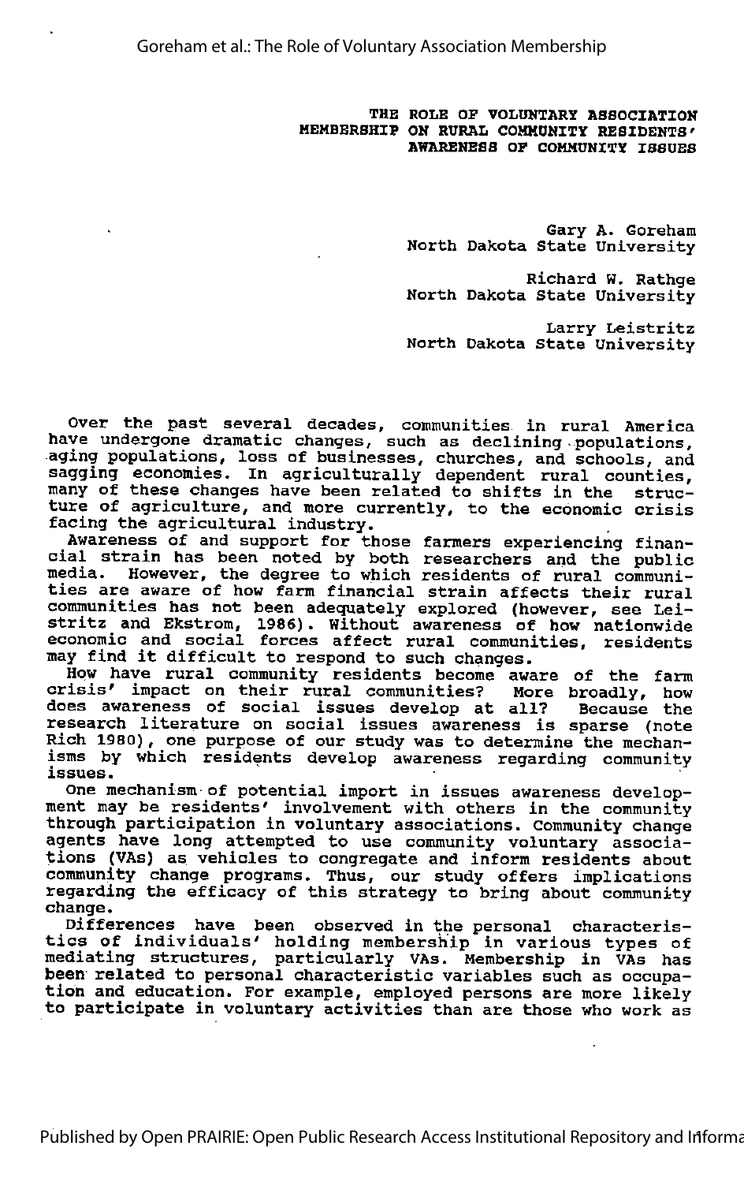# THE ROLE OF VOLUNTARY ASSOCIATION MEMBERSHIP ON RURAL COMMUNITY RESIDENTS' AWARENESS OF COMMUNITY ISSUES

Gary A. Goreham
North Dakota State University

Richard W. Rathge
North Dakota State University

Larry Leistritz
North Dakota State University

Over the past several decades, communities in rural America have undergone dramatic changes, such as declining populations, aging populations, loss of businesses, churches, and schools, and sagging economies. In agriculturally dependent rural counties, many of these changes have been related to shifts in the structure of agriculture, and more currently, to the economic crisis facing the agricultural industry.

Awareness of and support for those farmers experiencing financial strain has been noted by both researchers and the public media. However, the degree to which residents of rural communities are aware of how farm financial strain affects their rural communities has not been adequately explored (however, see Leistritz and Ekstrom, 1986). Without awareness of how nationwide economic and social forces affect rural communities, residents may find it difficult to respond to such changes.

How have rural community residents become aware of the farm crisis' impact on their rural communities? More broadly, how does awareness of social issues develop at all? Because the research literature on social issues awareness is sparse (note Rich 1980), one purpose of our study was to determine the mechanisms by which residents develop awareness regarding community issues.

One mechanism of potential import in issues awareness development may be residents' involvement with others in the community through participation in voluntary associations. Community change agents have long attempted to use community voluntary associations (VAs) as vehicles to congregate and inform residents about community change programs. Thus, our study offers implications regarding the efficacy of this strategy to bring about community change.

Differences have been observed in the personal characteristics of individuals' holding membership in various types of mediating structures, particularly VAs. Membership in VAs has been related to personal characteristic variables such as occupation and education. For example, employed persons are more likely to participate in voluntary activities than are those who work as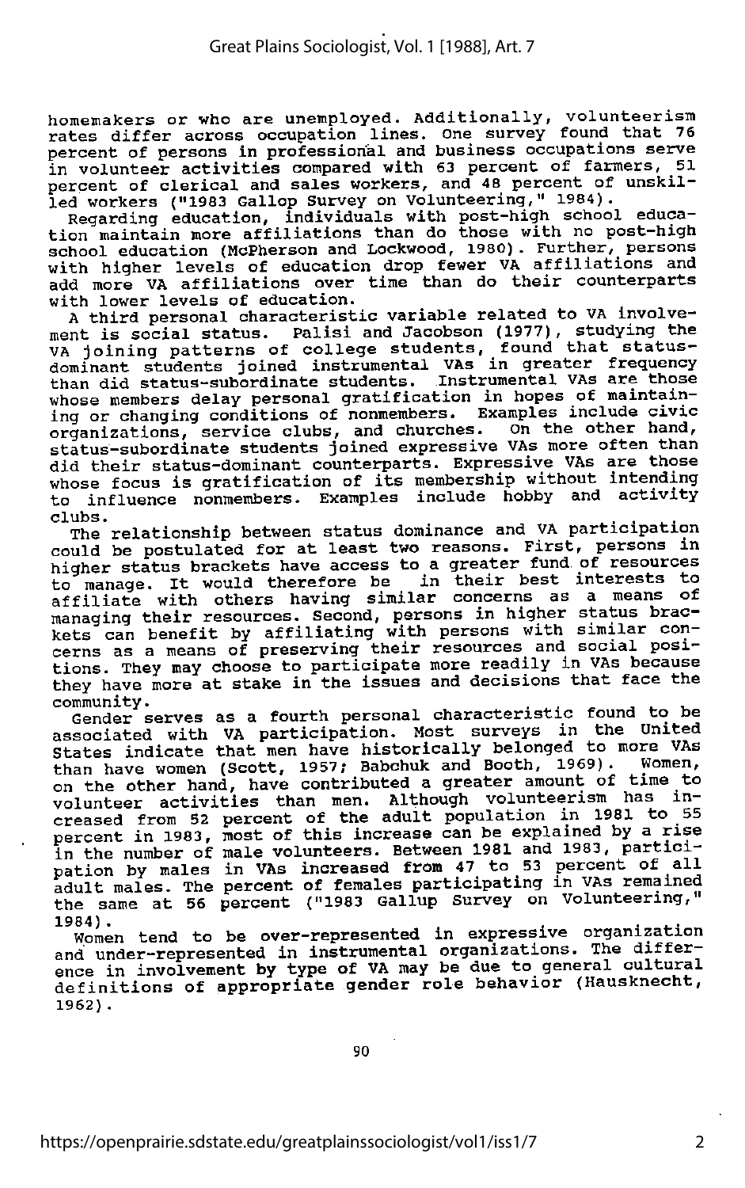homemakers or who are unemployed. Additionally, volunteerism rates differ across occupation lines. One survey found that 76 percent of persons in professional and business occupations serve in volunteer activities compared with 63 percent of farmers, 51 percent of clerical and sales workers, and 48 percent of unskilled workers ("1983 Gallop Survey on Volunteering," 1984).

Regarding education, individuals with post-high school education maintain more affiliations than do those with no post-high school education (McPherson and Lockwood, 1980). Further, persons with higher levels of education drop fewer VA affiliations and add more VA affiliations over time than do their counterparts with lower levels of education.

A third personal characteristic variable related to VA involvement is social status. Palisi and Jacobson (1977), studying the VA joining patterns of college students, found that status-dominant students joined instrumental VAs in greater frequency than did status-subordinate students. Instrumental VAs are those whose members delay personal gratification in hopes of maintaining or changing conditions of nonmembers. Examples include civic organizations, service clubs, and churches. On the other hand, status-subordinate students joined expressive VAs more often than did their status-dominant counterparts. Expressive VAs are those whose focus is gratification of its membership without intending to influence nonmembers. Examples include hobby and activity clubs.

The relationship between status dominance and VA participation could be postulated for at least two reasons. First, persons in higher status brackets have access to a greater fund of resources to manage. It would therefore be in their best interests to affiliate with others having similar concerns as a means of managing their resources. Second, persons in higher status brackets can benefit by affiliating with persons with similar concerns as a means of preserving their resources and social positions. They may choose to participate more readily in VAs because they have more at stake in the issues and decisions that face the community.

Gender serves as a fourth personal characteristic found to be associated with VA participation. Most surveys in the United States indicate that men have historically belonged to more VAs than have women (Scott, 1957; Babchuk and Booth, 1969). Women, on the other hand, have contributed a greater amount of time to volunteer activities than men. Although volunteerism has increased from 52 percent of the adult population in 1981 to 55 percent in 1983, most of this increase can be explained by a rise in the number of male volunteers. Between 1981 and 1983, participation by males in VAs increased from 47 to 53 percent of all adult males. The percent of females participating in VAs remained the same at 56 percent ("1983 Gallop Survey on Volunteering," 1984).

Women tend to be over-represented in expressive organization and under-represented in instrumental organizations. The difference in involvement by type of VA may be due to general cultural definitions of appropriate gender role behavior (Hausknecht, 1962).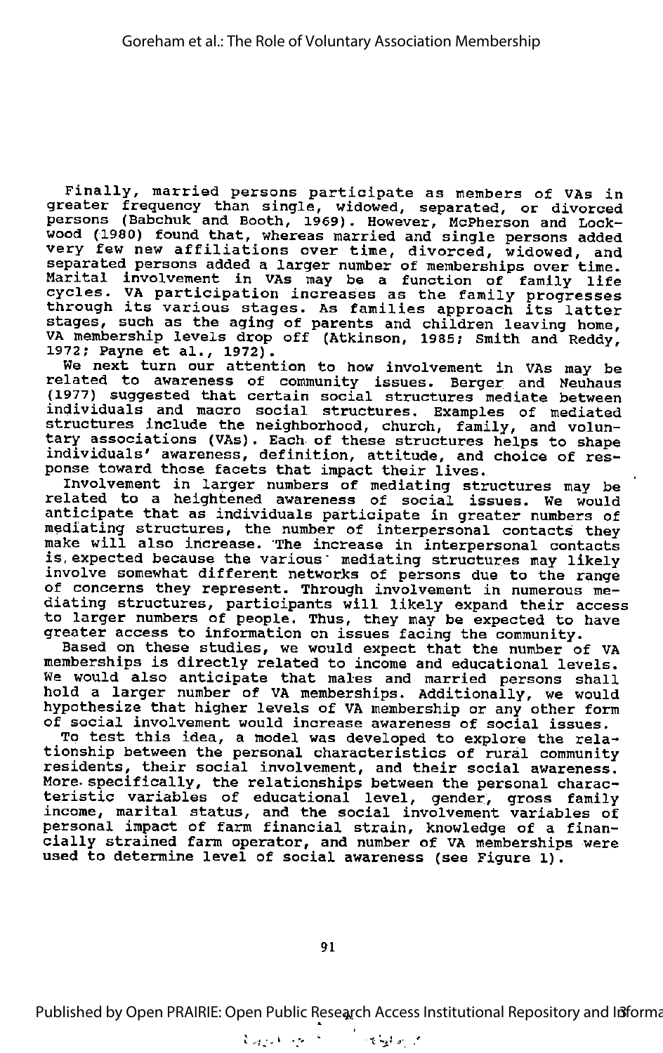Finally, married persons participate as members of VAs in greater frequency than single, widowed, separated, or divorced persons (Babchuk and Booth, 1969). However, McPherson and Lockwood (1980) found that, whereas married and single persons added very few new affiliations over time, divorced, widowed, and separated persons added a larger number of memberships over time. Marital involvement in VAs may be a function of family life cycles. VA participation increases as the family progresses through its various stages. As families approach its latter stages, such as the aging of parents and children leaving home, VA membership levels drop off (Atkinson, 1985; Smith and Reddy, 1972; Payne et al., 1972).

We next turn our attention to how involvement in VAs may be related to awareness of community issues. Berger and Neuhaus (1977) suggested that certain social structures mediate between individuals and macro social structures. Examples of mediated structures include the neighborhood, church, family, and voluntary associations (VAs). Each of these structures helps to shape individuals' awareness, definition, attitude, and choice of response toward those facets that impact their lives.

Involvement in larger numbers of mediating structures may be related to a heightened awareness of social issues. We would anticipate that as individuals participate in greater numbers of mediating structures, the number of interpersonal contacts they make will also increase. The increase in interpersonal contacts is expected because the various mediating structures may likely involve somewhat different networks of persons due to the range of concerns they represent. Through involvement in numerous mediating structures, participants will likely expand their access to larger numbers of people. Thus, they may be expected to have greater access to information on issues facing the community.

Based on these studies, we would expect that the number of VA memberships is directly related to income and educational levels. We would also anticipate that males and married persons shall hold a larger number of VA memberships. Additionally, we would hypothesize that higher levels of VA membership or any other form of social involvement would increase awareness of social issues.

To test this idea, a model was developed to explore the relationship between the personal characteristics of rural community residents, their social involvement, and their social awareness. More specifically, the relationships between the personal characteristic variables of educational level, gender, gross family income, marital status, and the social involvement variables of personal impact of farm financial strain, knowledge of a financially strained farm operator, and number of VA memberships were used to determine level of social awareness (see Figure 1).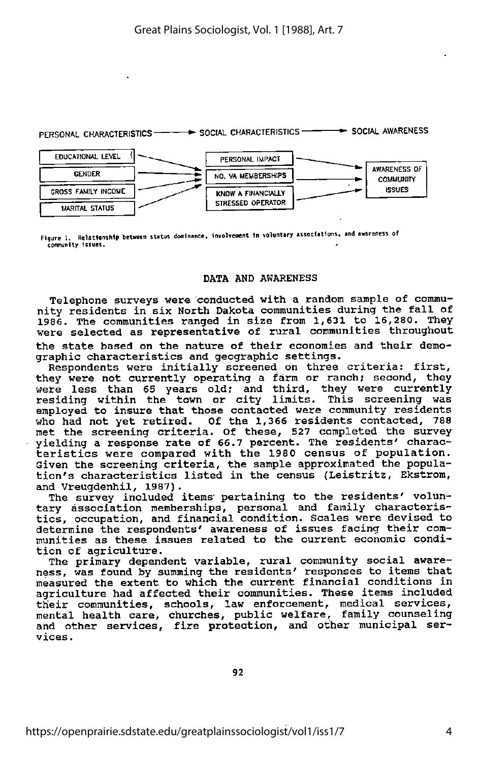PERSONAL CHARACTERISTICS → SOCIAL CHARACTERISTICS → SOCIAL AWARENESS

| PERSONAL CHARACTERISTICS | SOCIAL CHARACTERISTICS | SOCIAL AWARENESS |
|---|---|---|
| EDUCATIONAL LEVEL | PERSONAL IMPACT | AWARENESS OF COMMUNITY ISSUES |
| GENDER | NO. VA MEMBERSHIPS | |
| GROSS FAMILY INCOME | KNOW A FINANCIALLY STRESSED OPERATOR | |
| MARITAL STATUS | | |

Figure 1. Relationship between status dominance, involvement in voluntary associations, and awareness of community issues.

## DATA AND AWARENESS

Telephone surveys were conducted with a random sample of community residents in six North Dakota communities during the fall of 1986. The communities ranged in size from 1,631 to 16,280. They were selected as representative of rural communities throughout the state based on the nature of their economies and their demographic characteristics and geographic settings.

Respondents were initially screened on three criteria: first, they were not currently operating a farm or ranch; second, they were less than 65 years old; and third, they were currently residing within the town or city limits. This screening was employed to insure that those contacted were community residents who had not yet retired. Of the 1,366 residents contacted, 788 met the screening criteria. Of these, 527 completed the survey yielding a response rate of 66.7 percent. The residents' characteristics were compared with the 1980 census of population. Given the screening criteria, the sample approximated the population's characteristics listed in the census (Leistritz, Ekstrom, and Vreugdenhil, 1987).

The survey included items pertaining to the residents' voluntary association memberships, personal and family characteristics, occupation, and financial condition. Scales were devised to determine the respondents' awareness of issues facing their communities as these issues related to the current economic condition of agriculture.

The primary dependent variable, rural community social awareness, was found by summing the residents' responses to items that measured the extent to which the current financial conditions in agriculture had affected their communities. These items included their communities, schools, law enforcement, medical services, mental health care, churches, public welfare, family counseling and other services, fire protection, and other municipal services.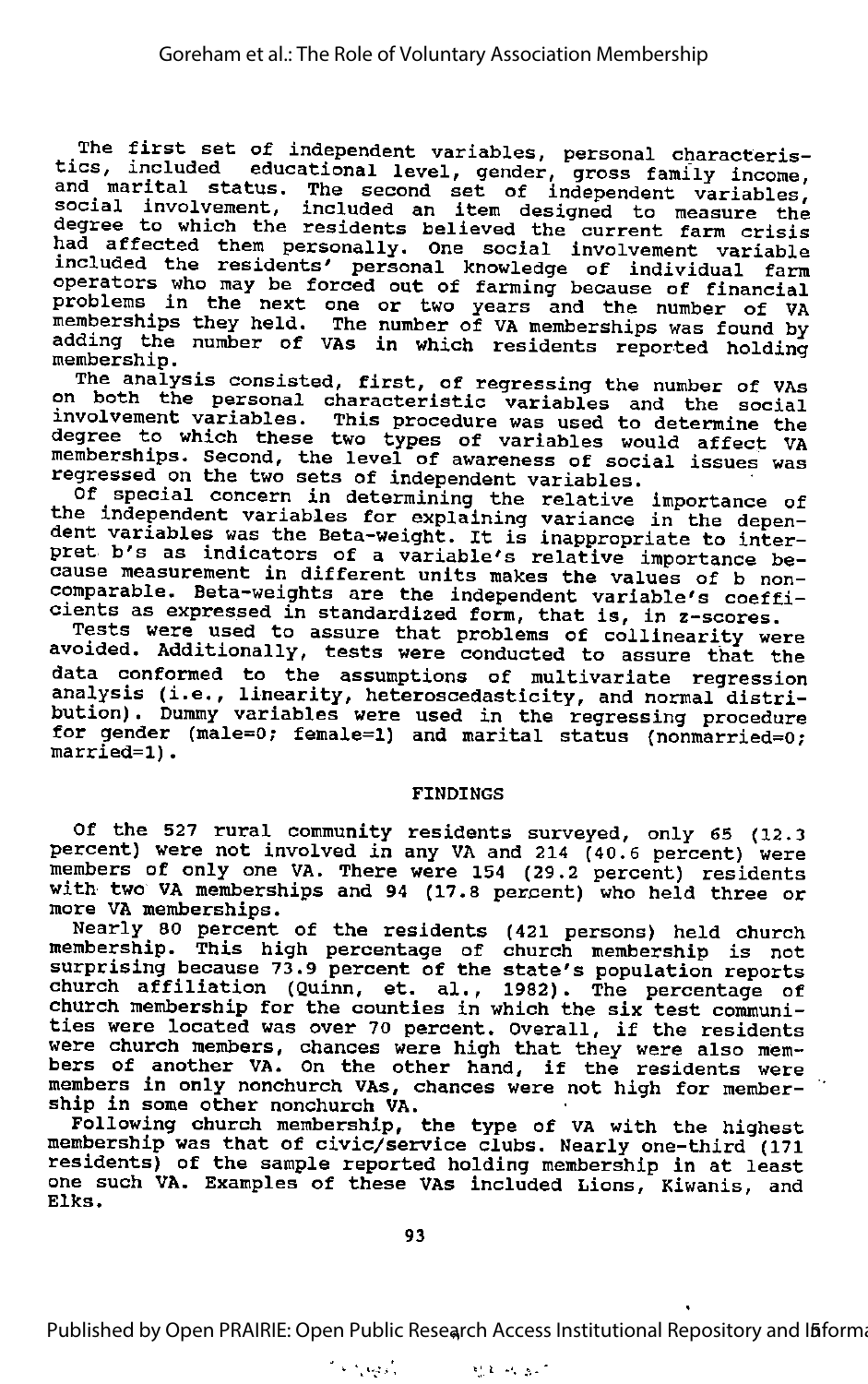The first set of independent variables, personal characteristics, included educational level, gender, gross family income, and marital status. The second set of independent variables, social involvement, included an item designed to measure the degree to which the residents believed the current farm crisis had affected them personally. One social involvement variable included the residents' personal knowledge of individual farm operators who may be forced out of farming because of financial problems in the next one or two years and the number of VA memberships they held. The number of VA memberships was found by adding the number of VAs in which residents reported holding membership.

The analysis consisted, first, of regressing the number of VAs on both the personal characteristic variables and the social involvement variables. This procedure was used to determine the degree to which these two types of variables would affect VA memberships. Second, the level of awareness of social issues was regressed on the two sets of independent variables.

Of special concern in determining the relative importance of the independent variables for explaining variance in the dependent variables was the Beta-weight. It is inappropriate to interpret b's as indicators of a variable's relative importance because measurement in different units makes the values of b noncomparable. Beta-weights are the independent variable's coefficients as expressed in standardized form, that is, in z-scores.

Tests were used to assure that problems of collinearity were avoided. Additionally, tests were conducted to assure that the data conformed to the assumptions of multivariate regression analysis (i.e., linearity, heteroscedasticity, and normal distribution). Dummy variables were used in the regressing procedure for gender (male=0; female=1) and marital status (nonmarried=0; married=1).

## FINDINGS

Of the 527 rural community residents surveyed, only 65 (12.3 percent) were not involved in any VA and 214 (40.6 percent) were members of only one VA. There were 154 (29.2 percent) residents with two VA memberships and 94 (17.8 percent) who held three or more VA memberships.

Nearly 80 percent of the residents (421 persons) held church membership. This high percentage of church membership is not surprising because 73.9 percent of the state's population reports church affiliation (Quinn, et. al., 1982). The percentage of church membership for the counties in which the six test communities were located was over 70 percent. Overall, if the residents were church members, chances were high that they were also members of another VA. On the other hand, if the residents were members in only nonchurch VAs, chances were not high for membership in some other nonchurch VA.

Following church membership, the type of VA with the highest membership was that of civic/service clubs. Nearly one-third (171 residents) of the sample reported holding membership in at least one such VA. Examples of these VAs included Lions, Kiwanis, and Elks.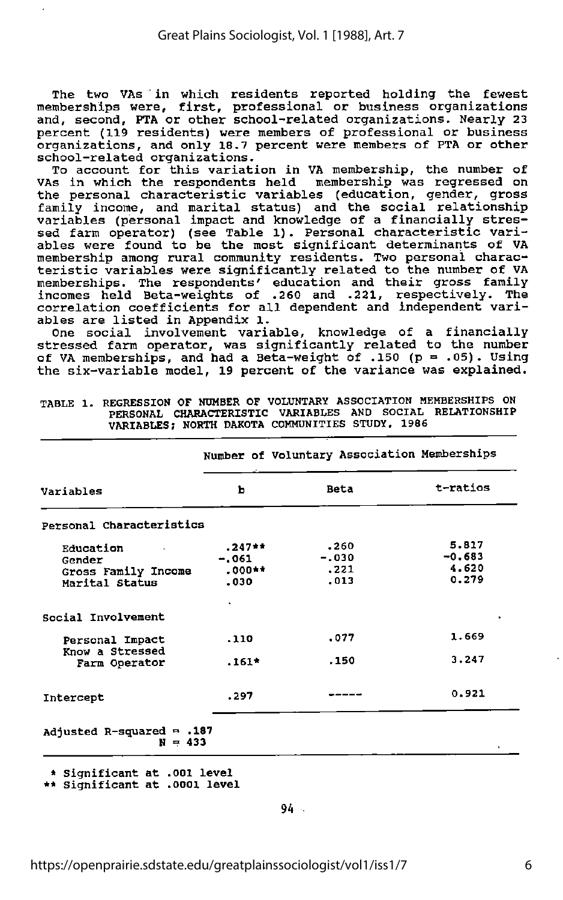The two VAs in which residents reported holding the fewest memberships were, first, professional or business organizations and, second, PTA or other school-related organizations. Nearly 23 percent (119 residents) were members of professional or business organizations, and only 18.7 percent were members of PTA or other school-related organizations.

To account for this variation in VA membership, the number of VAs in which the respondents held membership was regressed on the personal characteristic variables (education, gender, gross family income, and marital status) and the social relationship variables (personal impact and knowledge of a financially stressed farm operator) (see Table 1). Personal characteristic variables were found to be the most significant determinants of VA membership among rural community residents. Two personal characteristic variables were significantly related to the number of VA memberships. The respondents' education and their gross family incomes held Beta-weights of .260 and .221, respectively. The correlation coefficients for all dependent and independent variables are listed in Appendix 1.

One social involvement variable, knowledge of a financially stressed farm operator, was significantly related to the number of VA memberships, and had a Beta-weight of .150 ($p = .05$). Using the six-variable model, 19 percent of the variance was explained.

TABLE 1. REGRESSION OF NUMBER OF VOLUNTARY ASSOCIATION MEMBERSHIPS ON PERSONAL CHARACTERISTIC VARIABLES AND SOCIAL RELATIONSHIP VARIABLES; NORTH DAKOTA COMMUNITIES STUDY, 1986

| | Number of Voluntary Association Memberships | | |
|---|---|---|---|
| Variables | b | Beta | t-ratios |
| **Personal Characteristics** | | | |
| Education | .247** | .260 | 5.817 |
| Gender | -.061 | -.030 | -0.683 |
| Gross Family Income | .000** | .221 | 4.620 |
| Marital Status | .030 | .013 | 0.279 |
| **Social Involvement** | | | |
| Personal Impact | .110 | .077 | 1.669 |
| Know a Stressed Farm Operator | .161* | .150 | 3.247 |
| Intercept | .297 | ----- | 0.921 |
| Adjusted R-squared = .187 | | | |
| N = 433 | | | |

\* Significant at .001 level
\*\* Significant at .0001 level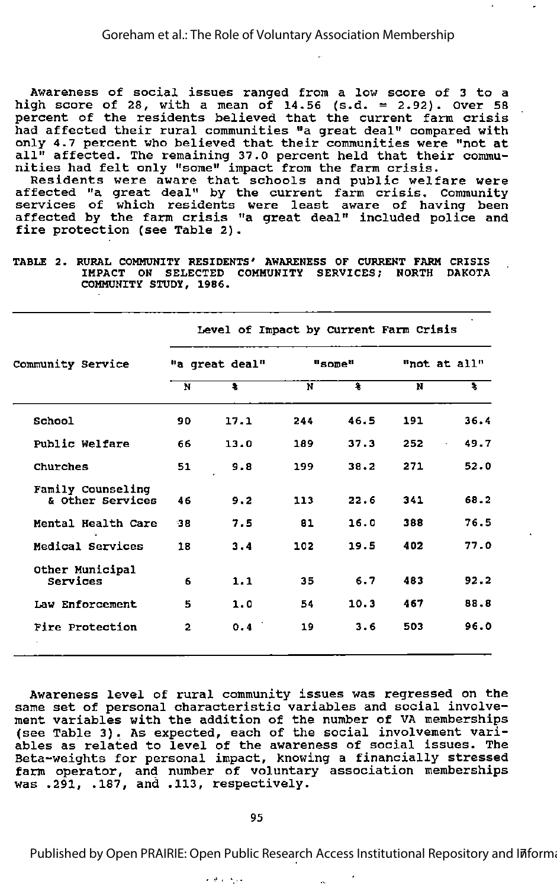Awareness of social issues ranged from a low score of 3 to a high score of 28, with a mean of 14.56 (s.d. = 2.92). Over 58 percent of the residents believed that the current farm crisis had affected their rural communities "a great deal" compared with only 4.7 percent who believed that their communities were "not at all" affected. The remaining 37.0 percent held that their communities had felt only "some" impact from the farm crisis.

Residents were aware that schools and public welfare were affected "a great deal" by the current farm crisis. Community services of which residents were least aware of having been affected by the farm crisis "a great deal" included police and fire protection (see Table 2).

TABLE 2. RURAL COMMUNITY RESIDENTS' AWARENESS OF CURRENT FARM CRISIS IMPACT ON SELECTED COMMUNITY SERVICES; NORTH DAKOTA COMMUNITY STUDY, 1986.

| | Level of Impact by Current Farm Crisis | | | | | |
|---|---|---|---|---|---|---|
| Community Service | "a great deal" | | "some" | | "not at all" | |
| | N | % | N | % | N | % |
| School | 90 | 17.1 | 244 | 46.5 | 191 | 36.4 |
| Public Welfare | 66 | 13.0 | 189 | 37.3 | 252 | 49.7 |
| Churches | 51 | 9.8 | 199 | 38.2 | 271 | 52.0 |
| Family Counseling & Other Services | 46 | 9.2 | 113 | 22.6 | 341 | 68.2 |
| Mental Health Care | 38 | 7.5 | 81 | 16.0 | 388 | 76.5 |
| Medical Services | 18 | 3.4 | 102 | 19.5 | 402 | 77.0 |
| Other Municipal Services | 6 | 1.1 | 35 | 6.7 | 483 | 92.2 |
| Law Enforcement | 5 | 1.0 | 54 | 10.3 | 467 | 88.8 |
| Fire Protection | 2 | 0.4 | 19 | 3.6 | 503 | 96.0 |

Awareness level of rural community issues was regressed on the same set of personal characteristic variables and social involvement variables with the addition of the number of VA memberships (see Table 3). As expected, each of the social involvement variables as related to level of the awareness of social issues. The Beta-weights for personal impact, knowing a financially stressed farm operator, and number of voluntary association memberships was .291, .187, and .113, respectively.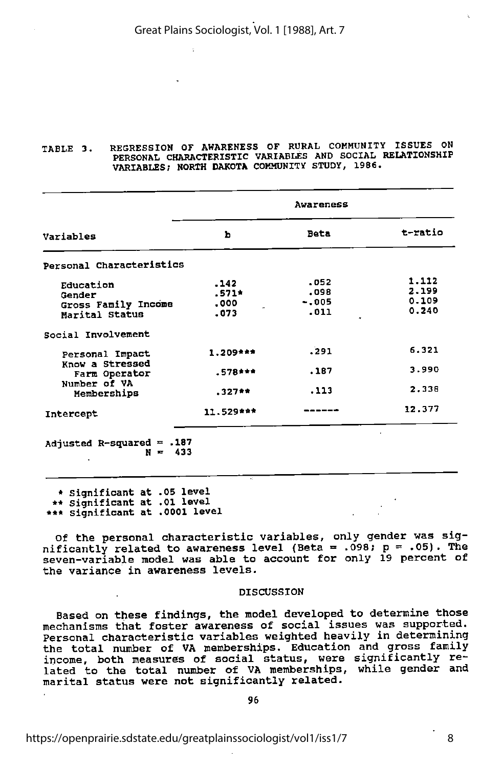TABLE 3. REGRESSION OF AWARENESS OF RURAL COMMUNITY ISSUES ON PERSONAL CHARACTERISTIC VARIABLES AND SOCIAL RELATIONSHIP VARIABLES; NORTH DAKOTA COMMUNITY STUDY, 1986.

| Variables | Awareness | | |
|---|---|---|---|
| | b | Beta | t-ratio |
| Personal Characteristics | | | |
| Education | .142 | .052 | 1.112 |
| Gender | .571* | .098 | 2.199 |
| Gross Family Income | .000 | -.005 | 0.109 |
| Marital Status | .073 | .011 | 0.240 |
| Social Involvement | | | |
| Personal Impact | 1.209*** | .291 | 6.321 |
| Know a Stressed Farm Operator | .578*** | .187 | 3.990 |
| Number of VA Memberships | .327** | .113 | 2.338 |
| Intercept | 11.529*** | ------ | 12.377 |

Adjusted R-squared = .187
N = 433

\* Significant at .05 level
\*\* Significant at .01 level
\*\*\* Significant at .0001 level

Of the personal characteristic variables, only gender was significantly related to awareness level (Beta = .098; p = .05). The seven-variable model was able to account for only 19 percent of the variance in awareness levels.

## DISCUSSION

Based on these findings, the model developed to determine those mechanisms that foster awareness of social issues was supported. Personal characteristic variables weighted heavily in determining the total number of VA memberships. Education and gross family income, both measures of social status, were significantly related to the total number of VA memberships, while gender and marital status were not significantly related.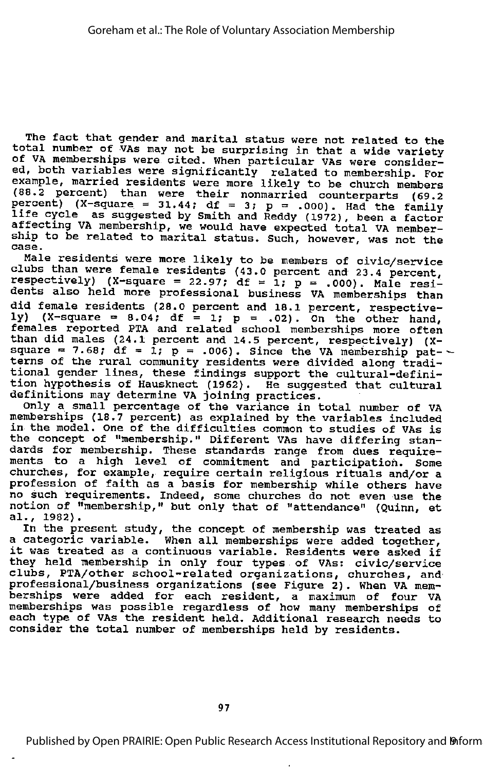The fact that gender and marital status were not related to the total number of VAs may not be surprising in that a wide variety of VA memberships were cited. When particular VAs were considered, both variables were significantly related to membership. For example, married residents were more likely to be church members (88.2 percent) than were their nonmarried counterparts (69.2 percent) (X-square = 31.44; df = 3; p = .000). Had the family life cycle as suggested by Smith and Reddy (1972), been a factor affecting VA membership, we would have expected total VA membership to be related to marital status. Such, however, was not the case.

Male residents were more likely to be members of civic/service clubs than were female residents (43.0 percent and 23.4 percent, respectively) (X-square = 22.97; df = 1; p = .000). Male residents also held more professional business VA memberships than did female residents (28.0 percent and 18.1 percent, respectively) (X-square = 8.04; df = 1; p = .02). On the other hand, females reported PTA and related school memberships more often than did males (24.1 percent and 14.5 percent, respectively) (X-square = 7.68; df = 1; p = .006). Since the VA membership patterns of the rural community residents were divided along traditional gender lines, these findings support the cultural-definition hypothesis of Hausknect (1962). He suggested that cultural definitions may determine VA joining practices.

Only a small percentage of the variance in total number of VA memberships (18.7 percent) as explained by the variables included in the model. One of the difficulties common to studies of VAs is the concept of "membership." Different VAs have differing standards for membership. These standards range from dues requirements to a high level of commitment and participation. Some churches, for example, require certain religious rituals and/or a profession of faith as a basis for membership while others have no such requirements. Indeed, some churches do not even use the notion of "membership," but only that of "attendance" (Quinn, et al., 1982).

In the present study, the concept of membership was treated as a categoric variable. When all memberships were added together, it was treated as a continuous variable. Residents were asked if they held membership in only four types of VAs: civic/service clubs, PTA/other school-related organizations, churches, and professional/business organizations (see Figure 2). When VA memberships were added for each resident, a maximum of four VA memberships was possible regardless of how many memberships of each type of VAs the resident held. Additional research needs to consider the total number of memberships held by residents.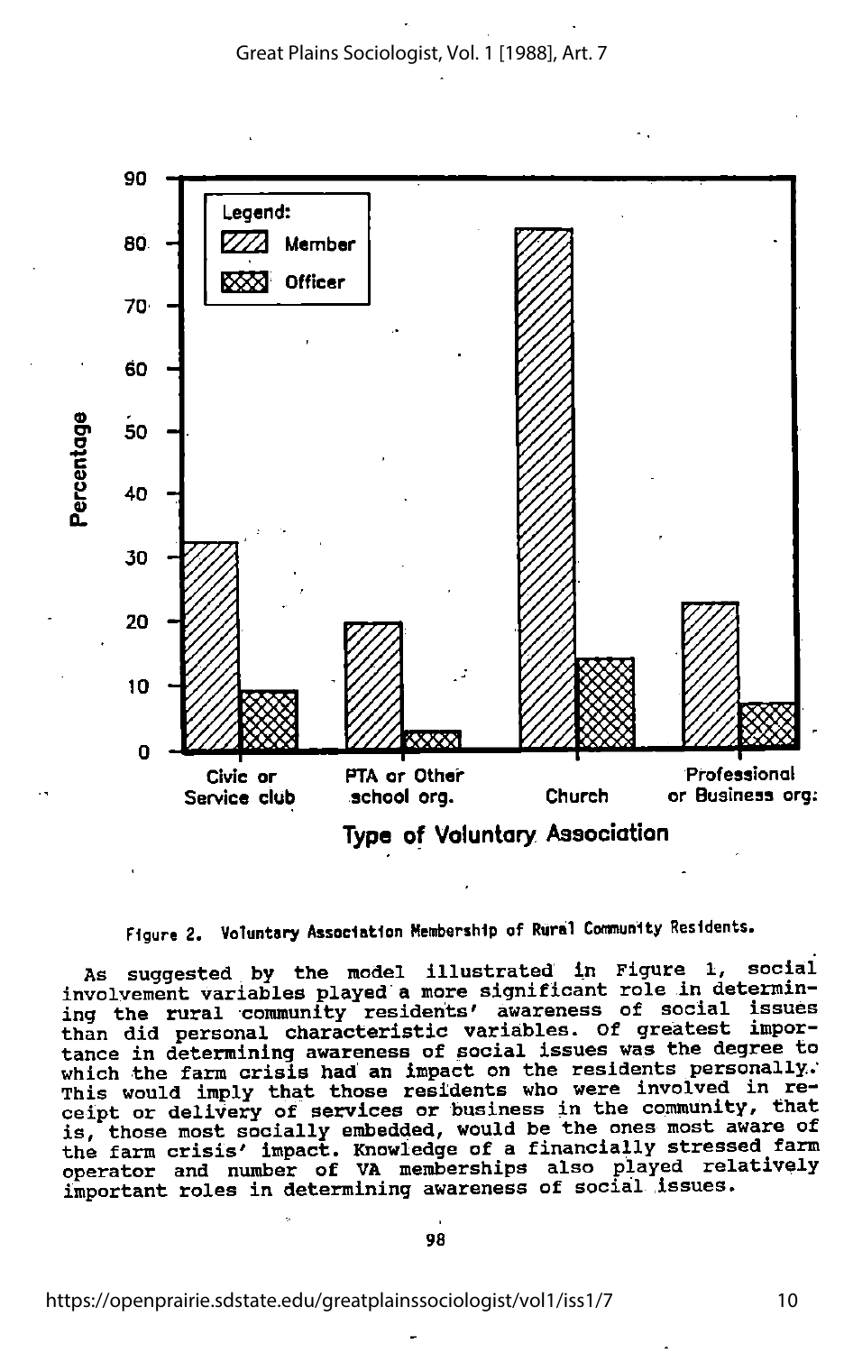Figure 2. Voluntary Association Membership of Rural Community Residents.

As suggested by the model illustrated in Figure 1, social involvement variables played a more significant role in determining the rural community residents' awareness of social issues than did personal characteristic variables. Of greatest importance in determining awareness of social issues was the degree to which the farm crisis had an impact on the residents personally. This would imply that those residents who were involved in receipt or delivery of services or business in the community, that is, those most socially embedded, would be the ones most aware of the farm crisis' impact. Knowledge of a financially stressed farm operator and number of VA memberships also played relatively important roles in determining awareness of social issues.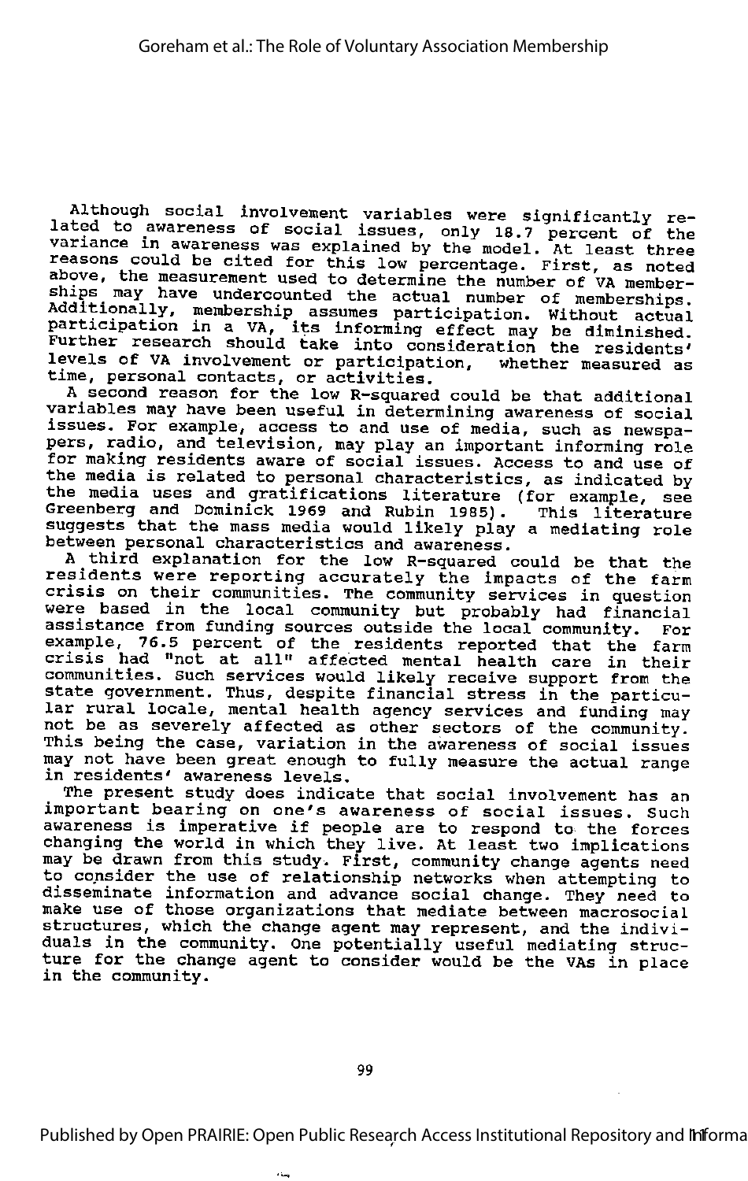Although social involvement variables were significantly related to awareness of social issues, only 18.7 percent of the variance in awareness was explained by the model. At least three reasons could be cited for this low percentage. First, as noted above, the measurement used to determine the number of VA memberships may have undercounted the actual number of memberships. Additionally, membership assumes participation. Without actual participation in a VA, its informing effect may be diminished. Further research should take into consideration the residents' levels of VA involvement or participation, whether measured as time, personal contacts, or activities.

A second reason for the low R-squared could be that additional variables may have been useful in determining awareness of social issues. For example, access to and use of media, such as newspapers, radio, and television, may play an important informing role for making residents aware of social issues. Access to and use of the media is related to personal characteristics, as indicated by the media uses and gratifications literature (for example, see Greenberg and Dominick 1969 and Rubin 1985). This literature suggests that the mass media would likely play a mediating role between personal characteristics and awareness.

A third explanation for the low R-squared could be that the residents were reporting accurately the impacts of the farm crisis on their communities. The community services in question were based in the local community but probably had financial assistance from funding sources outside the local community. For example, 76.5 percent of the residents reported that the farm crisis had "not at all" affected mental health care in their communities. Such services would likely receive support from the state government. Thus, despite financial stress in the particular rural locale, mental health agency services and funding may not be as severely affected as other sectors of the community. This being the case, variation in the awareness of social issues may not have been great enough to fully measure the actual range in residents' awareness levels.

The present study does indicate that social involvement has an important bearing on one's awareness of social issues. Such awareness is imperative if people are to respond to the forces changing the world in which they live. At least two implications may be drawn from this study. First, community change agents need to consider the use of relationship networks when attempting to disseminate information and advance social change. They need to make use of those organizations that mediate between macrosocial structures, which the change agent may represent, and the individuals in the community. One potentially useful mediating structure for the change agent to consider would be the VAs in place in the community.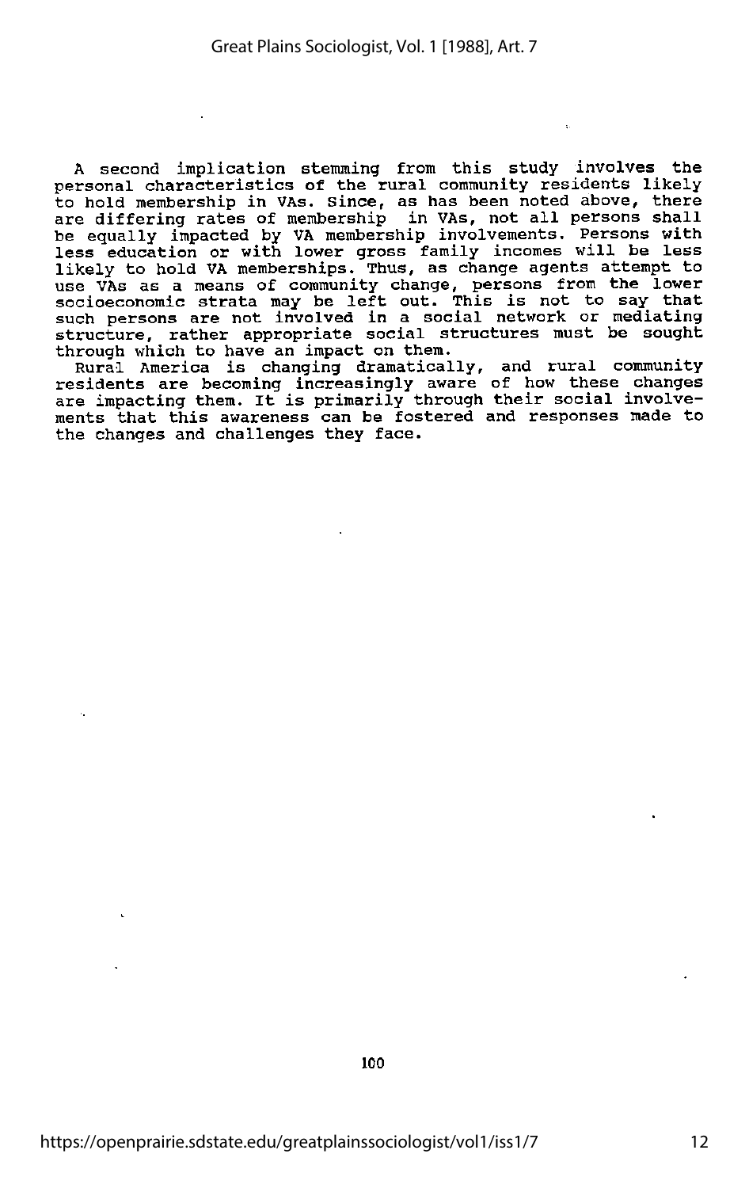A second implication stemming from this study involves the personal characteristics of the rural community residents likely to hold membership in VAs. Since, as has been noted above, there are differing rates of membership in VAs, not all persons shall be equally impacted by VA membership involvements. Persons with less education or with lower gross family incomes will be less likely to hold VA memberships. Thus, as change agents attempt to use VAs as a means of community change, persons from the lower socioeconomic strata may be left out. This is not to say that such persons are not involved in a social network or mediating structure, rather appropriate social structures must be sought through which to have an impact on them.

Rural America is changing dramatically, and rural community residents are becoming increasingly aware of how these changes are impacting them. It is primarily through their social involvements that this awareness can be fostered and responses made to the changes and challenges they face.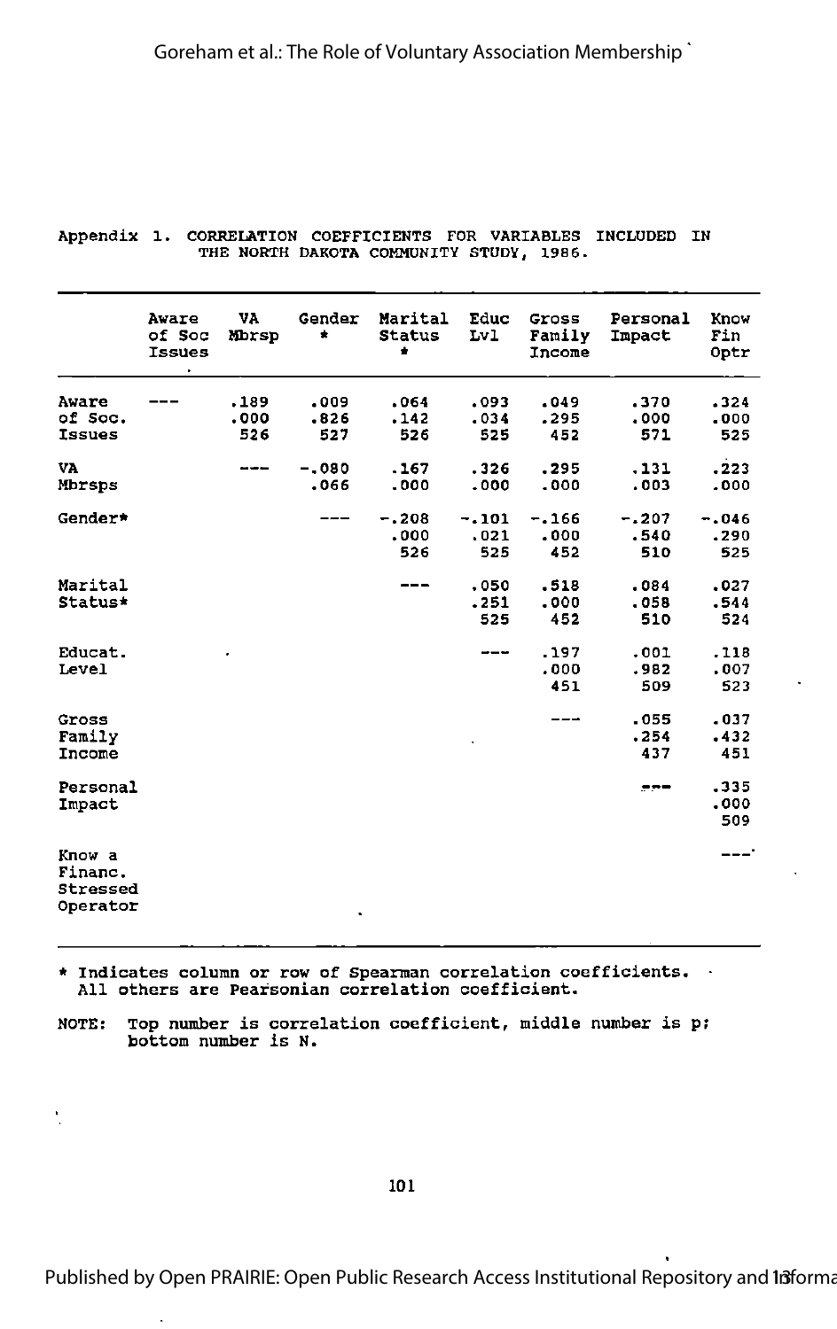Appendix 1. CORRELATION COEFFICIENTS FOR VARIABLES INCLUDED IN THE NORTH DAKOTA COMMUNITY STUDY, 1986.

| | Aware of Soc Issues | VA Mbrsp | Gender * | Marital Status * | Educ Lvl | Gross Family Income | Personal Impact | Know Fin Optr |
|---|---|---|---|---|---|---|---|---|
| Aware of Soc. Issues | --- | .189<br>.000<br>526 | .009<br>.826<br>527 | .064<br>.142<br>526 | .093<br>.034<br>525 | .049<br>.295<br>452 | .370<br>.000<br>571 | .324<br>.000<br>525 |
| VA Mbrsps | | --- | -.080<br>.066 | .167<br>.000 | .326<br>.000 | .295<br>.000 | .131<br>.003 | .223<br>.000 |
| Gender* | | | --- | -.208<br>.000<br>526 | -.101<br>.021<br>525 | -.166<br>.000<br>452 | -.207<br>.540<br>510 | -.046<br>.290<br>525 |
| Marital Status* | | | | --- | .050<br>.251<br>525 | .518<br>.000<br>452 | .084<br>.058<br>510 | .027<br>.544<br>524 |
| Educat. Level | | | | | --- | .197<br>.000<br>451 | .001<br>.982<br>509 | .118<br>.007<br>523 |
| Gross Family Income | | | | | | --- | .055<br>.254<br>437 | .037<br>.432<br>451 |
| Personal Impact | | | | | | | --- | .335<br>.000<br>509 |
| Know a Financ. Stressed Operator | | | | | | | | --- |

\* Indicates column or row of Spearman correlation coefficients. All others are Pearsonian correlation coefficient.

NOTE: Top number is correlation coefficient, middle number is p; bottom number is N.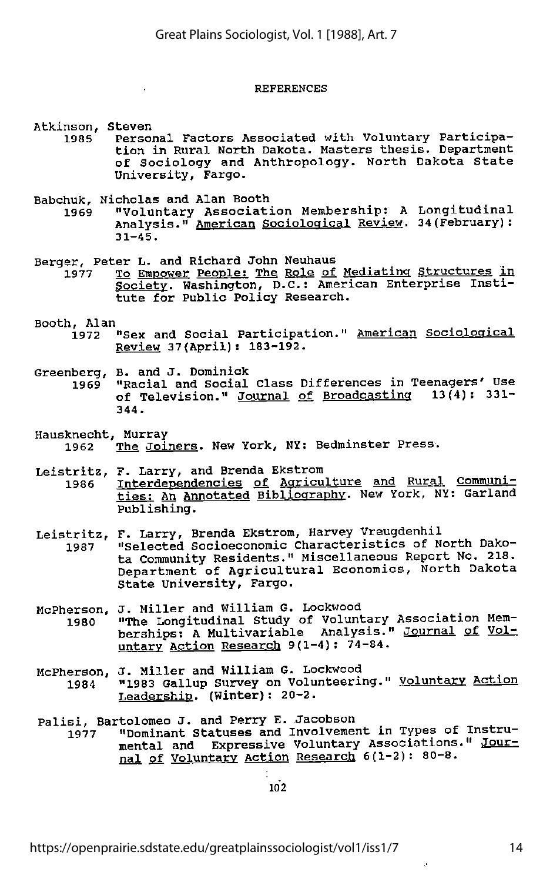## REFERENCES

Atkinson, Steven
: 1985 Personal Factors Associated with Voluntary Participation in Rural North Dakota. Masters thesis. Department of Sociology and Anthropology. North Dakota State University, Fargo.

Babchuk, Nicholas and Alan Booth
: 1969 "Voluntary Association Membership: A Longitudinal Analysis." American Sociological Review. 34(February): 31-45.

Berger, Peter L. and Richard John Neuhaus
: 1977 To Empower People: The Role of Mediating Structures in Society. Washington, D.C.: American Enterprise Institute for Public Policy Research.

Booth, Alan
: 1972 "Sex and Social Participation." American Sociological Review 37(April): 183-192.

Greenberg, B. and J. Dominick
: 1969 "Racial and Social Class Differences in Teenagers' Use of Television." Journal of Broadcasting 13(4): 331-344.

Hausknecht, Murray
: 1962 The Joiners. New York, NY: Bedminster Press.

Leistritz, F. Larry, and Brenda Ekstrom
: 1986 Interdependencies of Agriculture and Rural Communities: An Annotated Bibliography. New York, NY: Garland Publishing.

Leistritz, F. Larry, Brenda Ekstrom, Harvey Vreugdenhil
: 1987 "Selected Socioeconomic Characteristics of North Dakota Community Residents." Miscellaneous Report No. 218. Department of Agricultural Economics, North Dakota State University, Fargo.

McPherson, J. Miller and William G. Lockwood
: 1980 "The Longitudinal Study of Voluntary Association Memberships: A Multivariable Analysis." Journal of Voluntary Action Research 9(1-4): 74-84.

McPherson, J. Miller and William G. Lockwood
: 1984 "1983 Gallup Survey on Volunteering." Voluntary Action Leadership. (Winter): 20-2.

Palisi, Bartolomeo J. and Perry E. Jacobson
: 1977 "Dominant Statuses and Involvement in Types of Instrumental and Expressive Voluntary Associations." Journal of Voluntary Action Research 6(1-2): 80-8.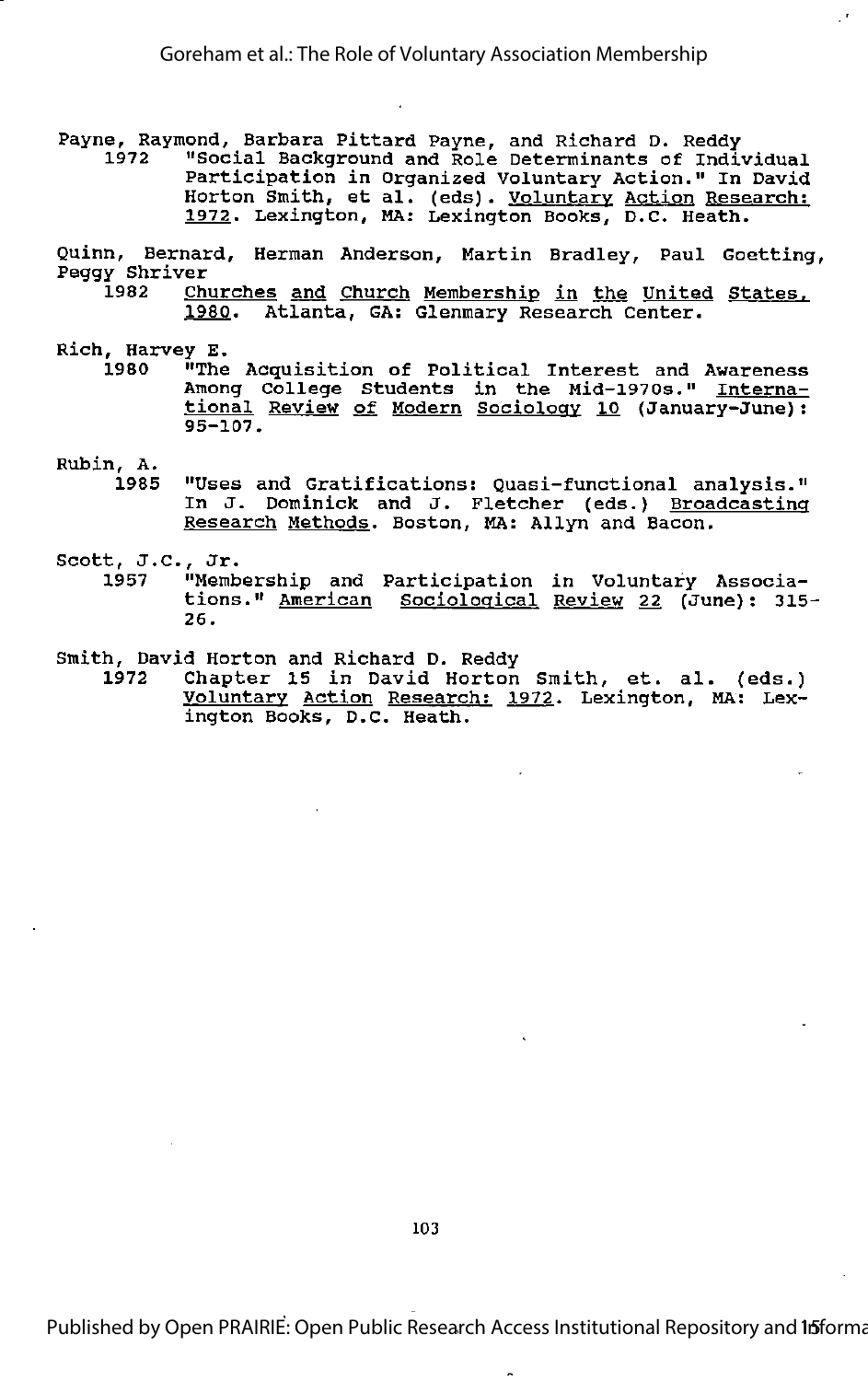Payne, Raymond, Barbara Pittard Payne, and Richard D. Reddy
: 1972 "Social Background and Role Determinants of Individual Participation in Organized Voluntary Action." In David Horton Smith, et al. (eds). Voluntary Action Research: 1972. Lexington, MA: Lexington Books, D.C. Heath.

Quinn, Bernard, Herman Anderson, Martin Bradley, Paul Goetting, Peggy Shriver
: 1982 Churches and Church Membership in the United States, 1980. Atlanta, GA: Glenmary Research Center.

Rich, Harvey E.
: 1980 "The Acquisition of Political Interest and Awareness Among College Students in the Mid-1970s." International Review of Modern Sociology 10 (January-June): 95-107.

Rubin, A.
: 1985 "Uses and Gratifications: Quasi-functional analysis." In J. Dominick and J. Fletcher (eds.) Broadcasting Research Methods. Boston, MA: Allyn and Bacon.

Scott, J.C., Jr.
: 1957 "Membership and Participation in Voluntary Associations." American Sociological Review 22 (June): 315-26.

Smith, David Horton and Richard D. Reddy
: 1972 Chapter 15 in David Horton Smith, et. al. (eds.) Voluntary Action Research: 1972. Lexington, MA: Lexington Books, D.C. Heath.